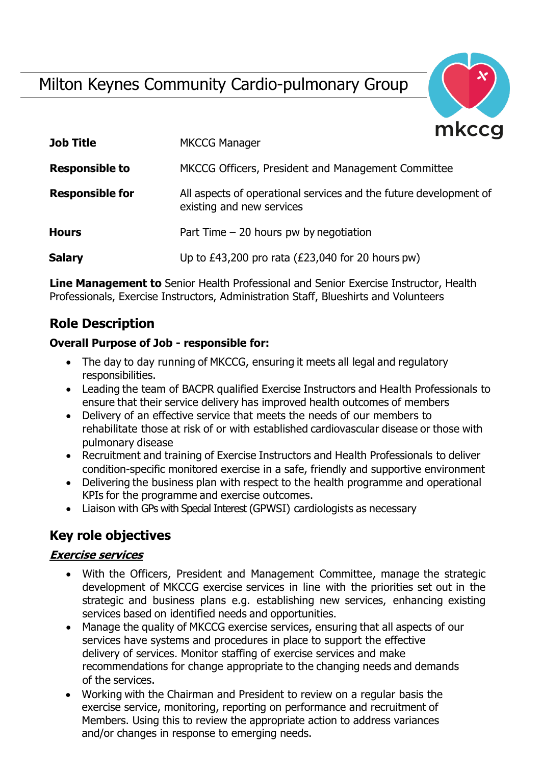# Milton Keynes Community Cardio-pulmonary Group

mkccg

| | |
|---|---|
| **Job Title** | MKCCG Manager |
| **Responsible to** | MKCCG Officers, President and Management Committee |
| **Responsible for** | All aspects of operational services and the future development of existing and new services |
| **Hours** | Part Time – 20 hours pw by negotiation |
| **Salary** | Up to £43,200 pro rata (£23,040 for 20 hours pw) |

**Line Management to** Senior Health Professional and Senior Exercise Instructor, Health Professionals, Exercise Instructors, Administration Staff, Blueshirts and Volunteers

## Role Description

**Overall Purpose of Job - responsible for:**

- The day to day running of MKCCG, ensuring it meets all legal and regulatory responsibilities.
- Leading the team of BACPR qualified Exercise Instructors and Health Professionals to ensure that their service delivery has improved health outcomes of members
- Delivery of an effective service that meets the needs of our members to rehabilitate those at risk of or with established cardiovascular disease or those with pulmonary disease
- Recruitment and training of Exercise Instructors and Health Professionals to deliver condition-specific monitored exercise in a safe, friendly and supportive environment
- Delivering the business plan with respect to the health programme and operational KPIs for the programme and exercise outcomes.
- Liaison with GPs with Special Interest (GPWSI) cardiologists as necessary

## Key role objectives

***Exercise services***

- With the Officers, President and Management Committee, manage the strategic development of MKCCG exercise services in line with the priorities set out in the strategic and business plans e.g. establishing new services, enhancing existing services based on identified needs and opportunities.
- Manage the quality of MKCCG exercise services, ensuring that all aspects of our services have systems and procedures in place to support the effective delivery of services. Monitor staffing of exercise services and make recommendations for change appropriate to the changing needs and demands of the services.
- Working with the Chairman and President to review on a regular basis the exercise service, monitoring, reporting on performance and recruitment of Members. Using this to review the appropriate action to address variances and/or changes in response to emerging needs.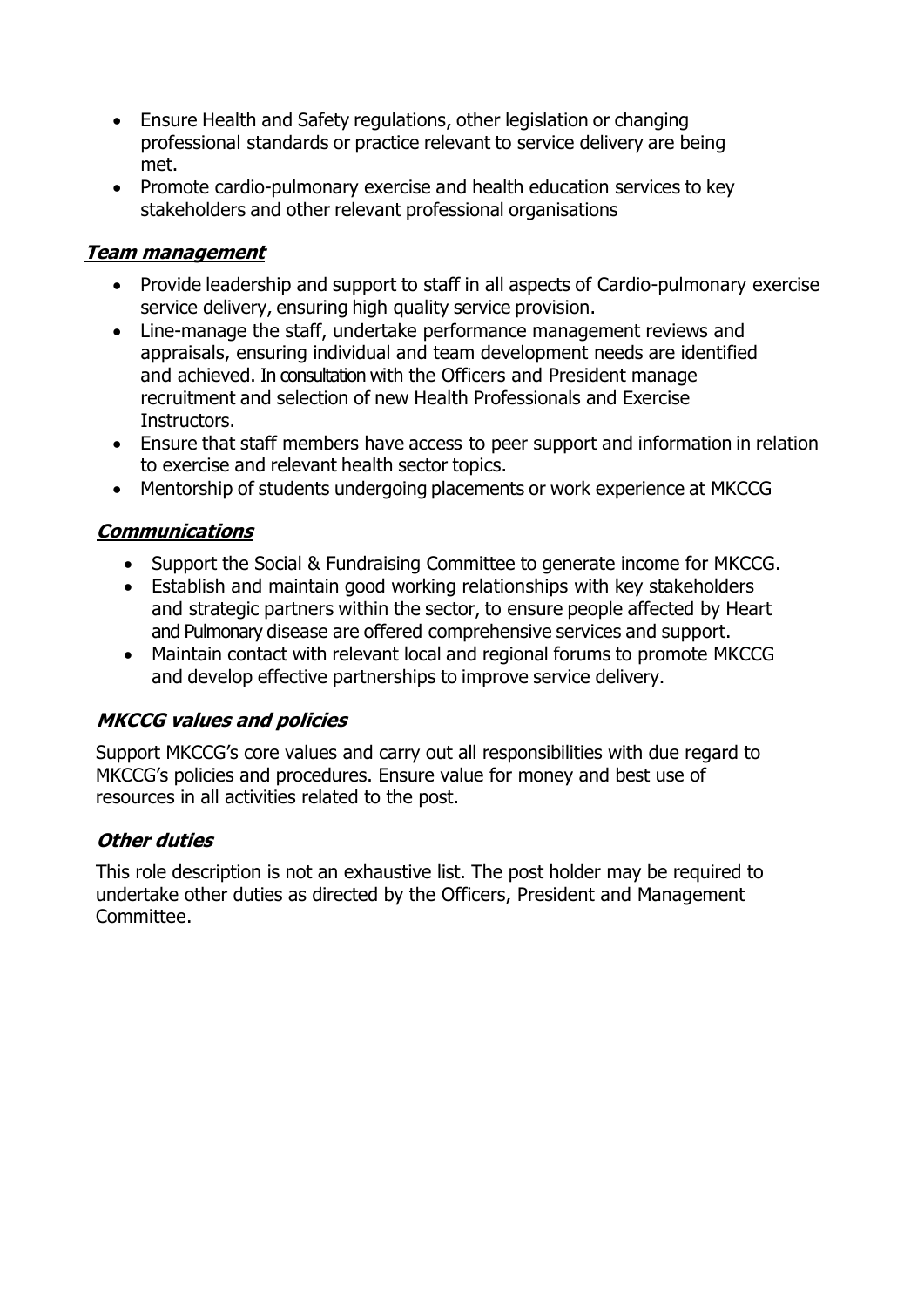- Ensure Health and Safety regulations, other legislation or changing professional standards or practice relevant to service delivery are being met.
- Promote cardio-pulmonary exercise and health education services to key stakeholders and other relevant professional organisations

### ***Team management***

- Provide leadership and support to staff in all aspects of Cardio-pulmonary exercise service delivery, ensuring high quality service provision.
- Line-manage the staff, undertake performance management reviews and appraisals, ensuring individual and team development needs are identified and achieved. In consultation with the Officers and President manage recruitment and selection of new Health Professionals and Exercise Instructors.
- Ensure that staff members have access to peer support and information in relation to exercise and relevant health sector topics.
- Mentorship of students undergoing placements or work experience at MKCCG

### ***Communications***

- Support the Social & Fundraising Committee to generate income for MKCCG.
- Establish and maintain good working relationships with key stakeholders and strategic partners within the sector, to ensure people affected by Heart and Pulmonary disease are offered comprehensive services and support.
- Maintain contact with relevant local and regional forums to promote MKCCG and develop effective partnerships to improve service delivery.

### ***MKCCG values and policies***

Support MKCCG's core values and carry out all responsibilities with due regard to MKCCG's policies and procedures. Ensure value for money and best use of resources in all activities related to the post.

### ***Other duties***

This role description is not an exhaustive list. The post holder may be required to undertake other duties as directed by the Officers, President and Management Committee.